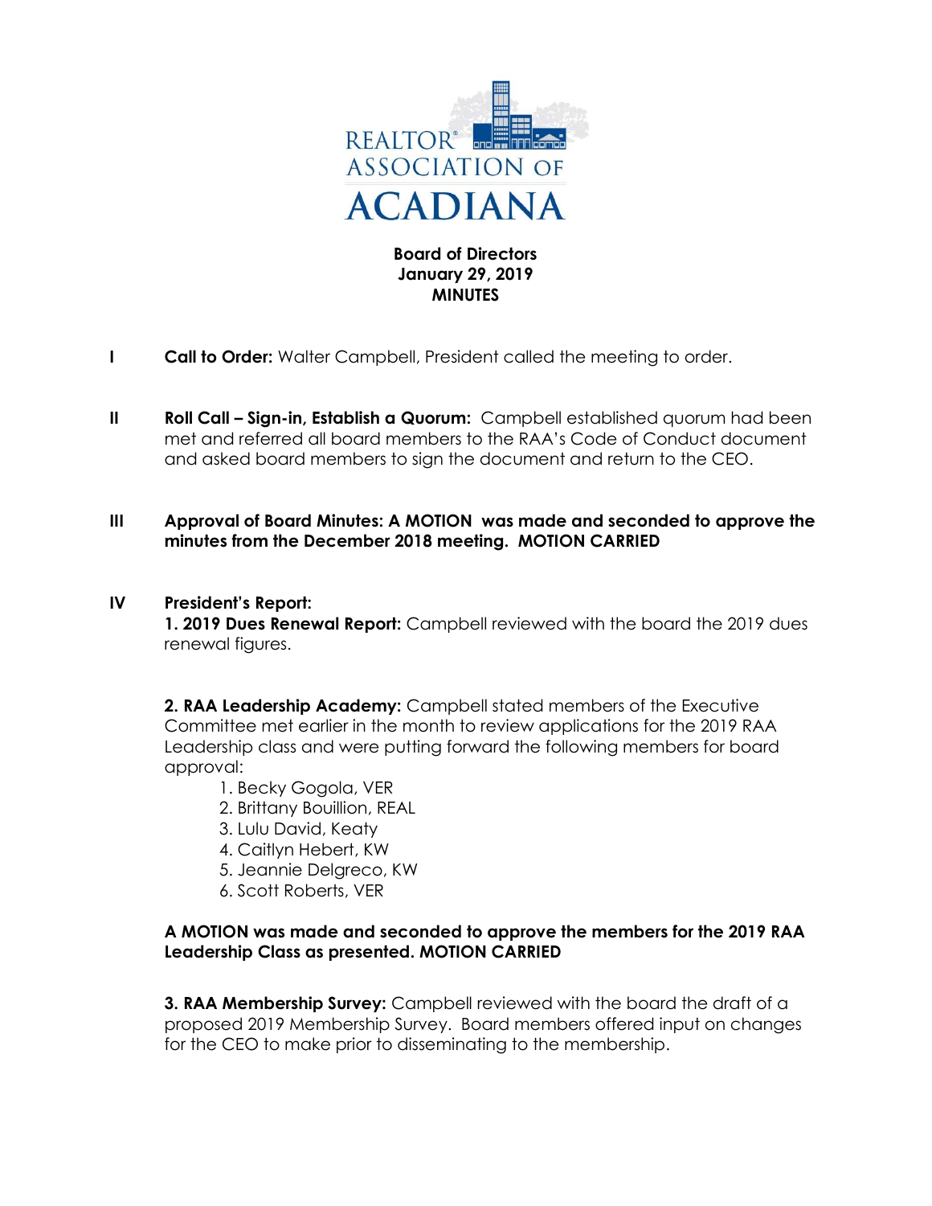REALTOR® ASSOCIATION OF ACADIANA

**Board of Directors**
**January 29, 2019**
**MINUTES**

**I** **Call to Order:** Walter Campbell, President called the meeting to order.

**II** **Roll Call – Sign-in, Establish a Quorum:** Campbell established quorum had been met and referred all board members to the RAA's Code of Conduct document and asked board members to sign the document and return to the CEO.

**III** **Approval of Board Minutes: A MOTION was made and seconded to approve the minutes from the December 2018 meeting. MOTION CARRIED**

**IV** **President's Report:**

**1. 2019 Dues Renewal Report:** Campbell reviewed with the board the 2019 dues renewal figures.

**2. RAA Leadership Academy:** Campbell stated members of the Executive Committee met earlier in the month to review applications for the 2019 RAA Leadership class and were putting forward the following members for board approval:

1. Becky Gogola, VER
2. Brittany Bouillion, REAL
3. Lulu David, Keaty
4. Caitlyn Hebert, KW
5. Jeannie Delgreco, KW
6. Scott Roberts, VER

**A MOTION was made and seconded to approve the members for the 2019 RAA Leadership Class as presented. MOTION CARRIED**

**3. RAA Membership Survey:** Campbell reviewed with the board the draft of a proposed 2019 Membership Survey. Board members offered input on changes for the CEO to make prior to disseminating to the membership.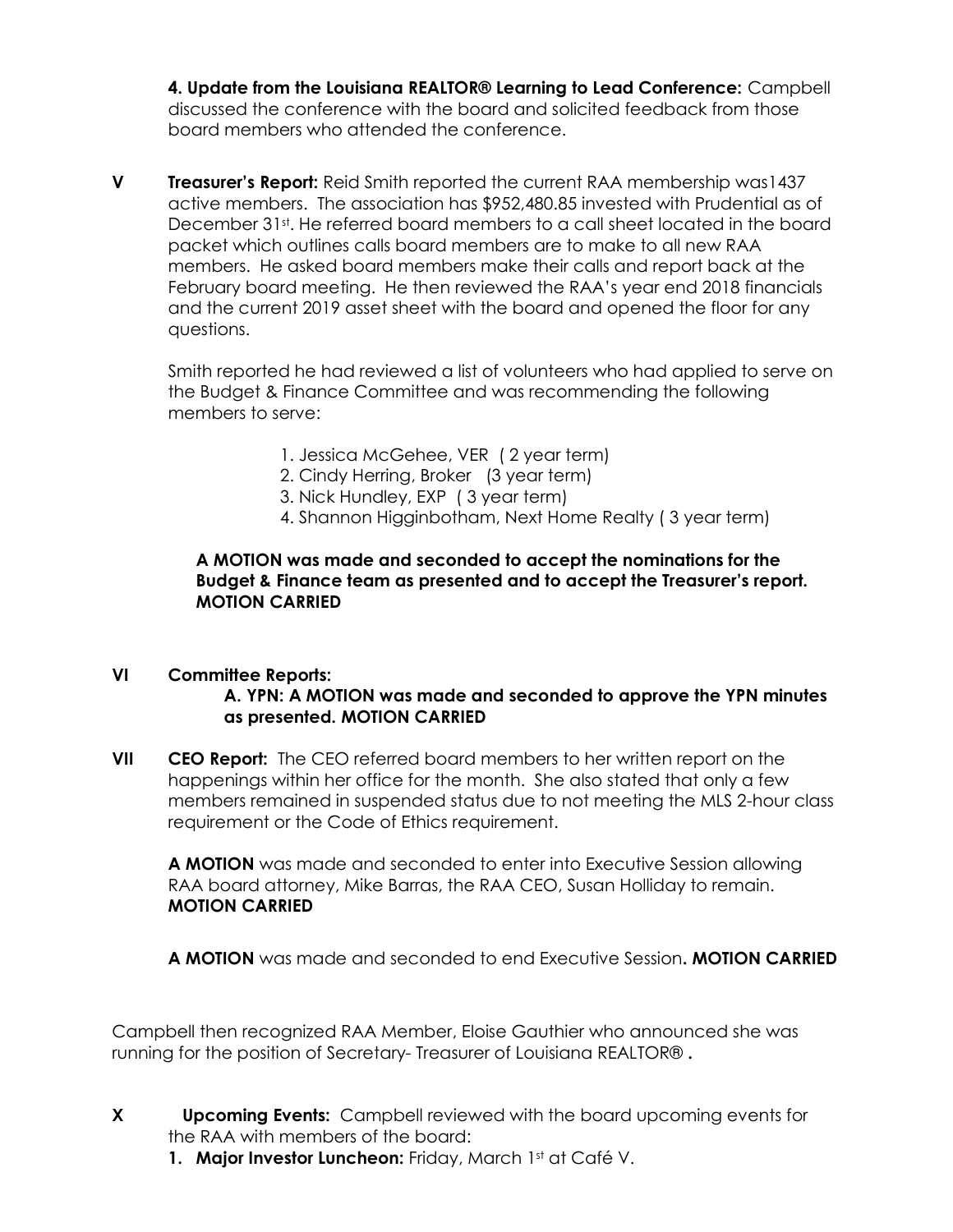**4. Update from the Louisiana REALTOR® Learning to Lead Conference:** Campbell discussed the conference with the board and solicited feedback from those board members who attended the conference.

**V Treasurer's Report:** Reid Smith reported the current RAA membership was1437 active members. The association has $952,480.85 invested with Prudential as of December 31st. He referred board members to a call sheet located in the board packet which outlines calls board members are to make to all new RAA members. He asked board members make their calls and report back at the February board meeting. He then reviewed the RAA's year end 2018 financials and the current 2019 asset sheet with the board and opened the floor for any questions.

Smith reported he had reviewed a list of volunteers who had applied to serve on the Budget & Finance Committee and was recommending the following members to serve:

1. Jessica McGehee, VER ( 2 year term)
2. Cindy Herring, Broker (3 year term)
3. Nick Hundley, EXP ( 3 year term)
4. Shannon Higginbotham, Next Home Realty ( 3 year term)

**A MOTION was made and seconded to accept the nominations for the Budget & Finance team as presented and to accept the Treasurer's report. MOTION CARRIED**

**VI Committee Reports:**

**A. YPN: A MOTION was made and seconded to approve the YPN minutes as presented. MOTION CARRIED**

**VII CEO Report:** The CEO referred board members to her written report on the happenings within her office for the month. She also stated that only a few members remained in suspended status due to not meeting the MLS 2-hour class requirement or the Code of Ethics requirement.

**A MOTION** was made and seconded to enter into Executive Session allowing RAA board attorney, Mike Barras, the RAA CEO, Susan Holliday to remain. **MOTION CARRIED**

**A MOTION** was made and seconded to end Executive Session**. MOTION CARRIED**

Campbell then recognized RAA Member, Eloise Gauthier who announced she was running for the position of Secretary- Treasurer of Louisiana REALTOR® **.**

**X Upcoming Events:** Campbell reviewed with the board upcoming events for the RAA with members of the board:

1. **Major Investor Luncheon:** Friday, March 1st at Café V.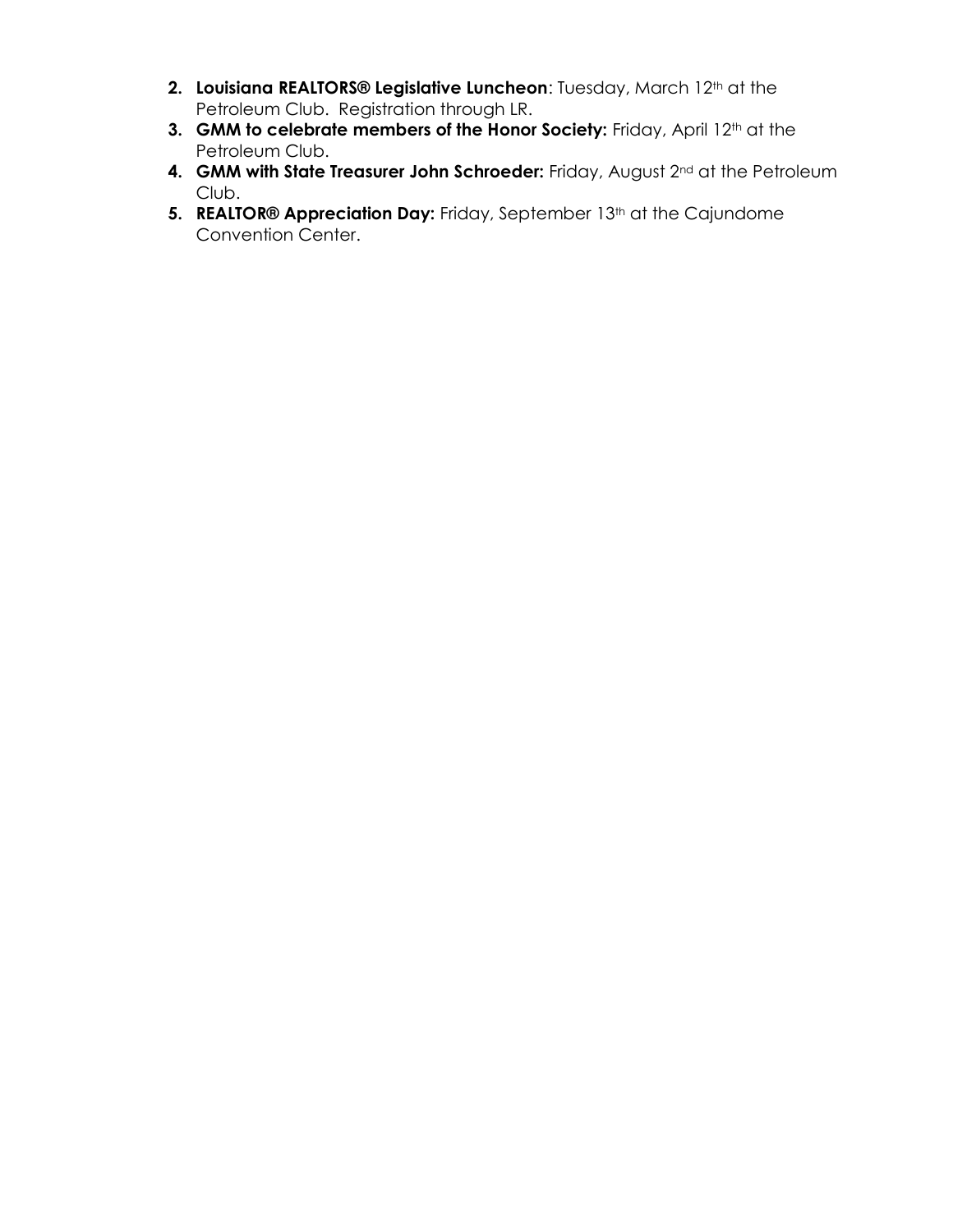2. **Louisiana REALTORS® Legislative Luncheon**: Tuesday, March 12th at the Petroleum Club. Registration through LR.
3. **GMM to celebrate members of the Honor Society:** Friday, April 12th at the Petroleum Club.
4. **GMM with State Treasurer John Schroeder:** Friday, August 2nd at the Petroleum Club.
5. **REALTOR® Appreciation Day:** Friday, September 13th at the Cajundome Convention Center.